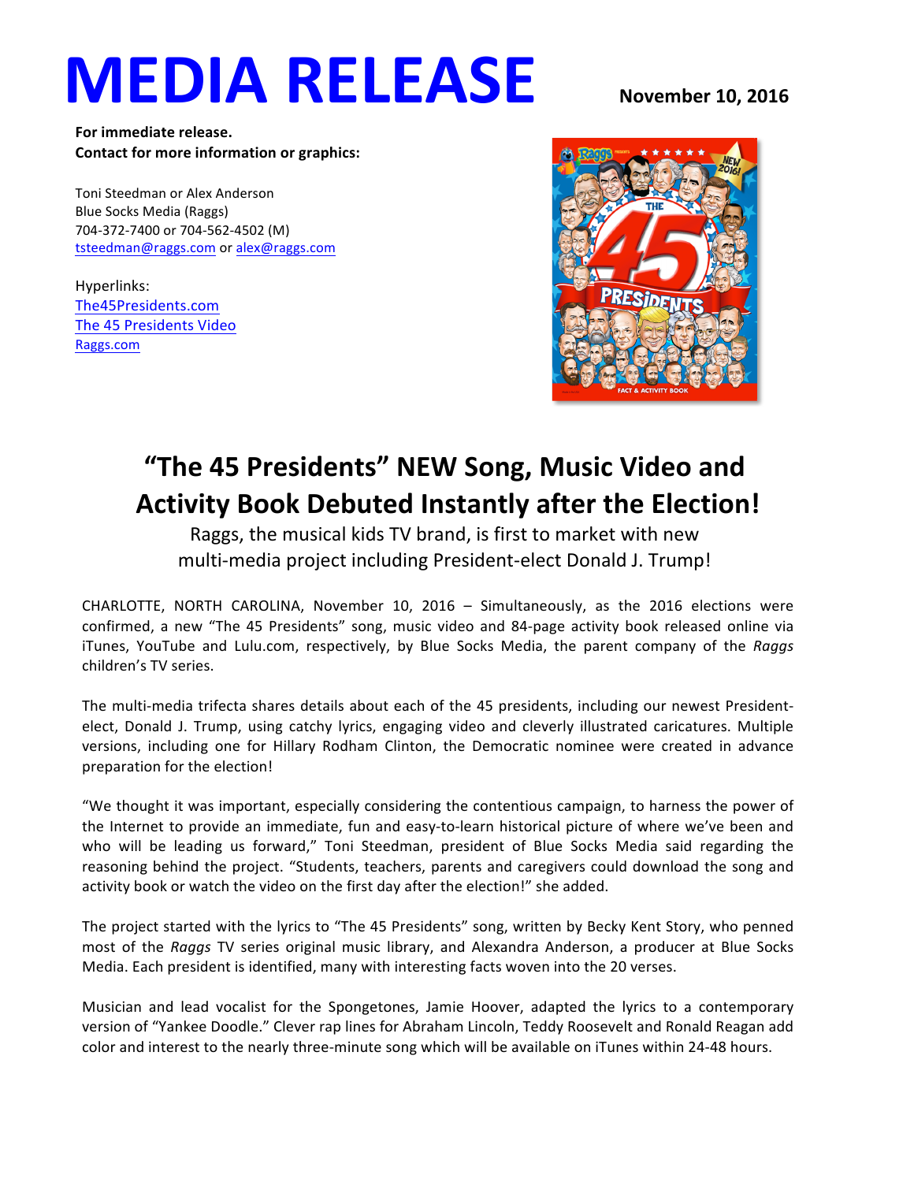# MEDIA RELEASE

**November 10, 2016**

**For immediate release.**
**Contact for more information or graphics:**

Toni Steedman or Alex Anderson
Blue Socks Media (Raggs)
704-372-7400 or 704-562-4502 (M)
tsteedman@raggs.com or alex@raggs.com

Hyperlinks:
The45Presidents.com
The 45 Presidents Video
Raggs.com

## "The 45 Presidents" NEW Song, Music Video and Activity Book Debuted Instantly after the Election!

Raggs, the musical kids TV brand, is first to market with new multi-media project including President-elect Donald J. Trump!

CHARLOTTE, NORTH CAROLINA, November 10, 2016 – Simultaneously, as the 2016 elections were confirmed, a new "The 45 Presidents" song, music video and 84-page activity book released online via iTunes, YouTube and Lulu.com, respectively, by Blue Socks Media, the parent company of the *Raggs* children's TV series.

The multi-media trifecta shares details about each of the 45 presidents, including our newest President-elect, Donald J. Trump, using catchy lyrics, engaging video and cleverly illustrated caricatures. Multiple versions, including one for Hillary Rodham Clinton, the Democratic nominee were created in advance preparation for the election!

"We thought it was important, especially considering the contentious campaign, to harness the power of the Internet to provide an immediate, fun and easy-to-learn historical picture of where we've been and who will be leading us forward," Toni Steedman, president of Blue Socks Media said regarding the reasoning behind the project. "Students, teachers, parents and caregivers could download the song and activity book or watch the video on the first day after the election!" she added.

The project started with the lyrics to "The 45 Presidents" song, written by Becky Kent Story, who penned most of the *Raggs* TV series original music library, and Alexandra Anderson, a producer at Blue Socks Media. Each president is identified, many with interesting facts woven into the 20 verses.

Musician and lead vocalist for the Spongetones, Jamie Hoover, adapted the lyrics to a contemporary version of "Yankee Doodle." Clever rap lines for Abraham Lincoln, Teddy Roosevelt and Ronald Reagan add color and interest to the nearly three-minute song which will be available on iTunes within 24-48 hours.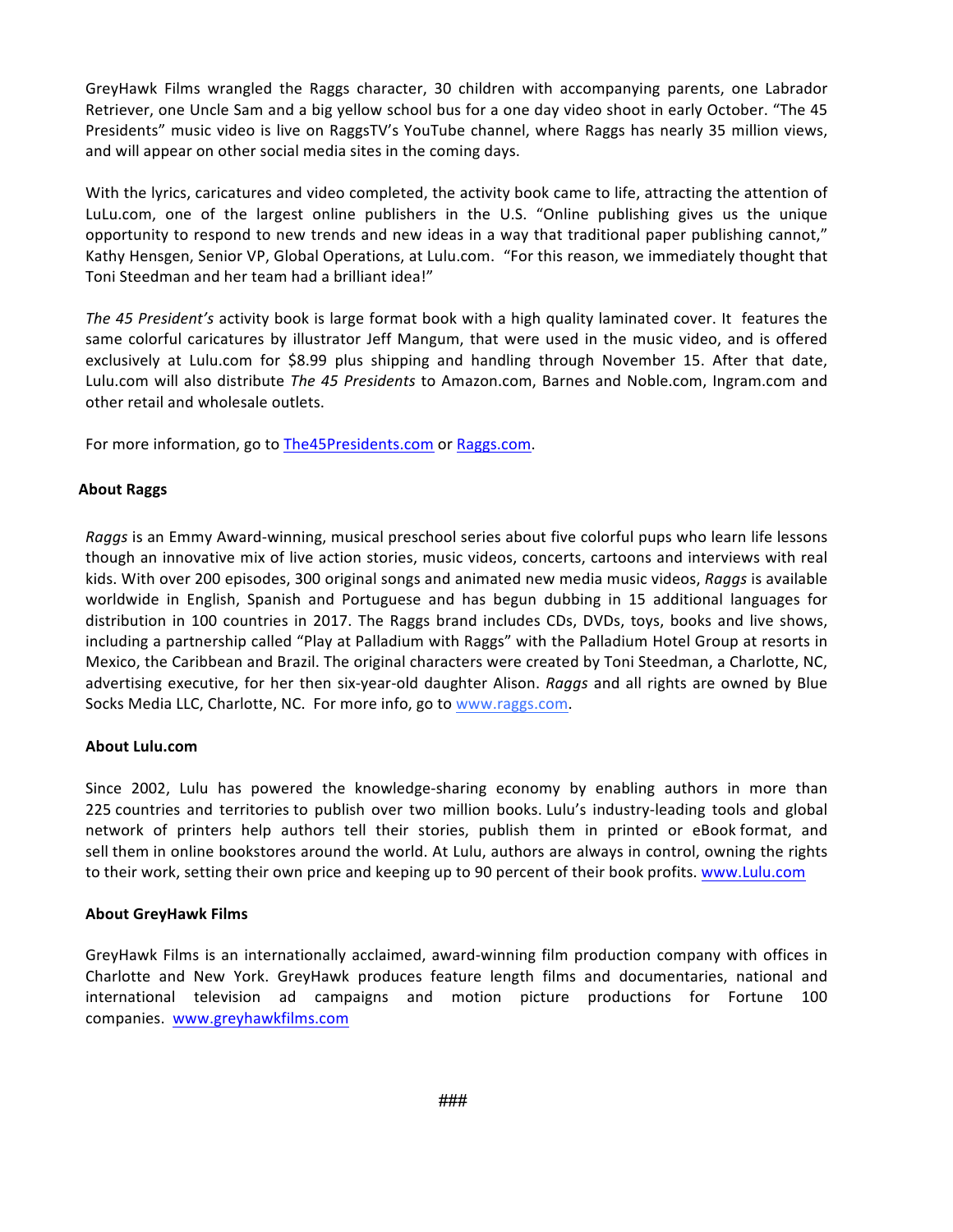GreyHawk Films wrangled the Raggs character, 30 children with accompanying parents, one Labrador Retriever, one Uncle Sam and a big yellow school bus for a one day video shoot in early October. "The 45 Presidents" music video is live on RaggsTV's YouTube channel, where Raggs has nearly 35 million views, and will appear on other social media sites in the coming days.

With the lyrics, caricatures and video completed, the activity book came to life, attracting the attention of LuLu.com, one of the largest online publishers in the U.S. "Online publishing gives us the unique opportunity to respond to new trends and new ideas in a way that traditional paper publishing cannot," Kathy Hensgen, Senior VP, Global Operations, at Lulu.com. "For this reason, we immediately thought that Toni Steedman and her team had a brilliant idea!"

*The 45 President's* activity book is large format book with a high quality laminated cover. It features the same colorful caricatures by illustrator Jeff Mangum, that were used in the music video, and is offered exclusively at Lulu.com for $8.99 plus shipping and handling through November 15. After that date, Lulu.com will also distribute *The 45 Presidents* to Amazon.com, Barnes and Noble.com, Ingram.com and other retail and wholesale outlets.

For more information, go to The45Presidents.com or Raggs.com.

**About Raggs**

*Raggs* is an Emmy Award-winning, musical preschool series about five colorful pups who learn life lessons though an innovative mix of live action stories, music videos, concerts, cartoons and interviews with real kids. With over 200 episodes, 300 original songs and animated new media music videos, *Raggs* is available worldwide in English, Spanish and Portuguese and has begun dubbing in 15 additional languages for distribution in 100 countries in 2017. The Raggs brand includes CDs, DVDs, toys, books and live shows, including a partnership called "Play at Palladium with Raggs" with the Palladium Hotel Group at resorts in Mexico, the Caribbean and Brazil. The original characters were created by Toni Steedman, a Charlotte, NC, advertising executive, for her then six-year-old daughter Alison. *Raggs* and all rights are owned by Blue Socks Media LLC, Charlotte, NC. For more info, go to www.raggs.com.

**About Lulu.com**

Since 2002, Lulu has powered the knowledge-sharing economy by enabling authors in more than 225 countries and territories to publish over two million books. Lulu's industry-leading tools and global network of printers help authors tell their stories, publish them in printed or eBook format, and sell them in online bookstores around the world. At Lulu, authors are always in control, owning the rights to their work, setting their own price and keeping up to 90 percent of their book profits. www.Lulu.com

**About GreyHawk Films**

GreyHawk Films is an internationally acclaimed, award-winning film production company with offices in Charlotte and New York. GreyHawk produces feature length films and documentaries, national and international television ad campaigns and motion picture productions for Fortune 100 companies. www.greyhawkfilms.com

###